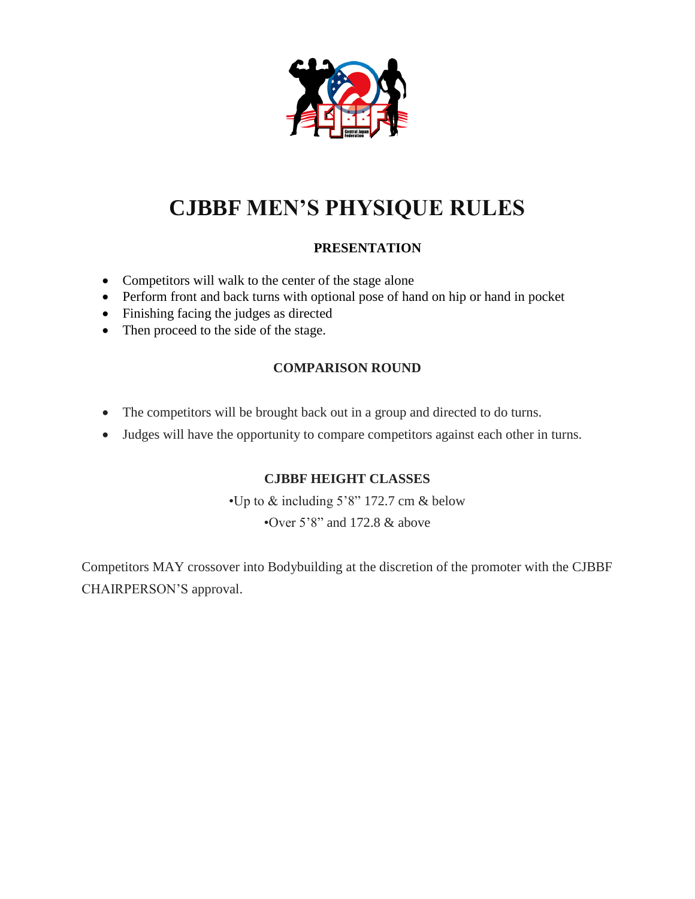# CJBBF MEN'S PHYSIQUE RULES

## PRESENTATION

- Competitors will walk to the center of the stage alone
- Perform front and back turns with optional pose of hand on hip or hand in pocket
- Finishing facing the judges as directed
- Then proceed to the side of the stage.

## COMPARISON ROUND

- The competitors will be brought back out in a group and directed to do turns.
- Judges will have the opportunity to compare competitors against each other in turns.

## CJBBF HEIGHT CLASSES

•Up to & including 5'8" 172.7 cm & below

•Over 5'8" and 172.8 & above

Competitors MAY crossover into Bodybuilding at the discretion of the promoter with the CJBBF CHAIRPERSON'S approval.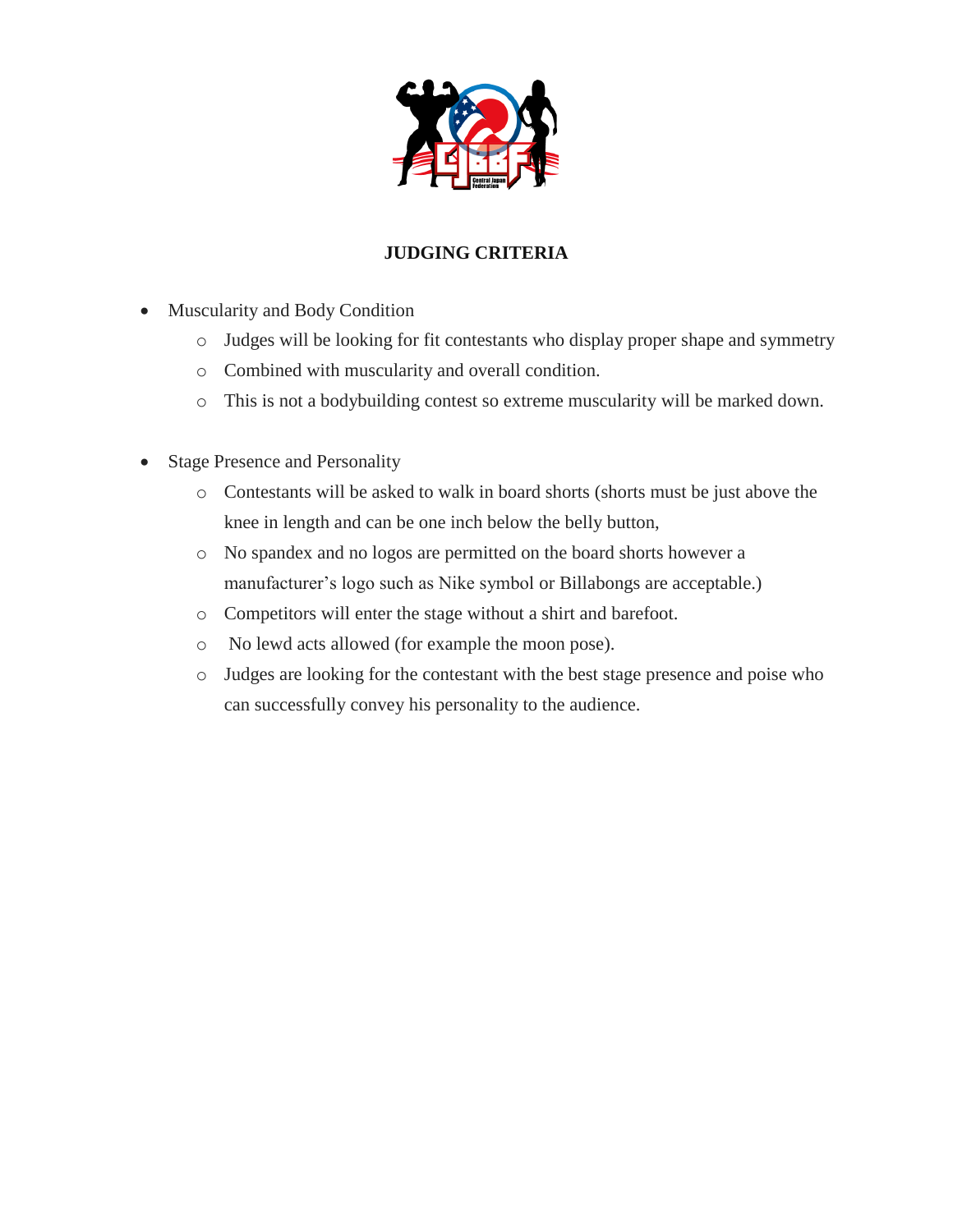**JUDGING CRITERIA**

- Muscularity and Body Condition
    - Judges will be looking for fit contestants who display proper shape and symmetry
    - Combined with muscularity and overall condition.
    - This is not a bodybuilding contest so extreme muscularity will be marked down.

- Stage Presence and Personality
    - Contestants will be asked to walk in board shorts (shorts must be just above the knee in length and can be one inch below the belly button,
    - No spandex and no logos are permitted on the board shorts however a manufacturer's logo such as Nike symbol or Billabongs are acceptable.)
    - Competitors will enter the stage without a shirt and barefoot.
    - No lewd acts allowed (for example the moon pose).
    - Judges are looking for the contestant with the best stage presence and poise who can successfully convey his personality to the audience.